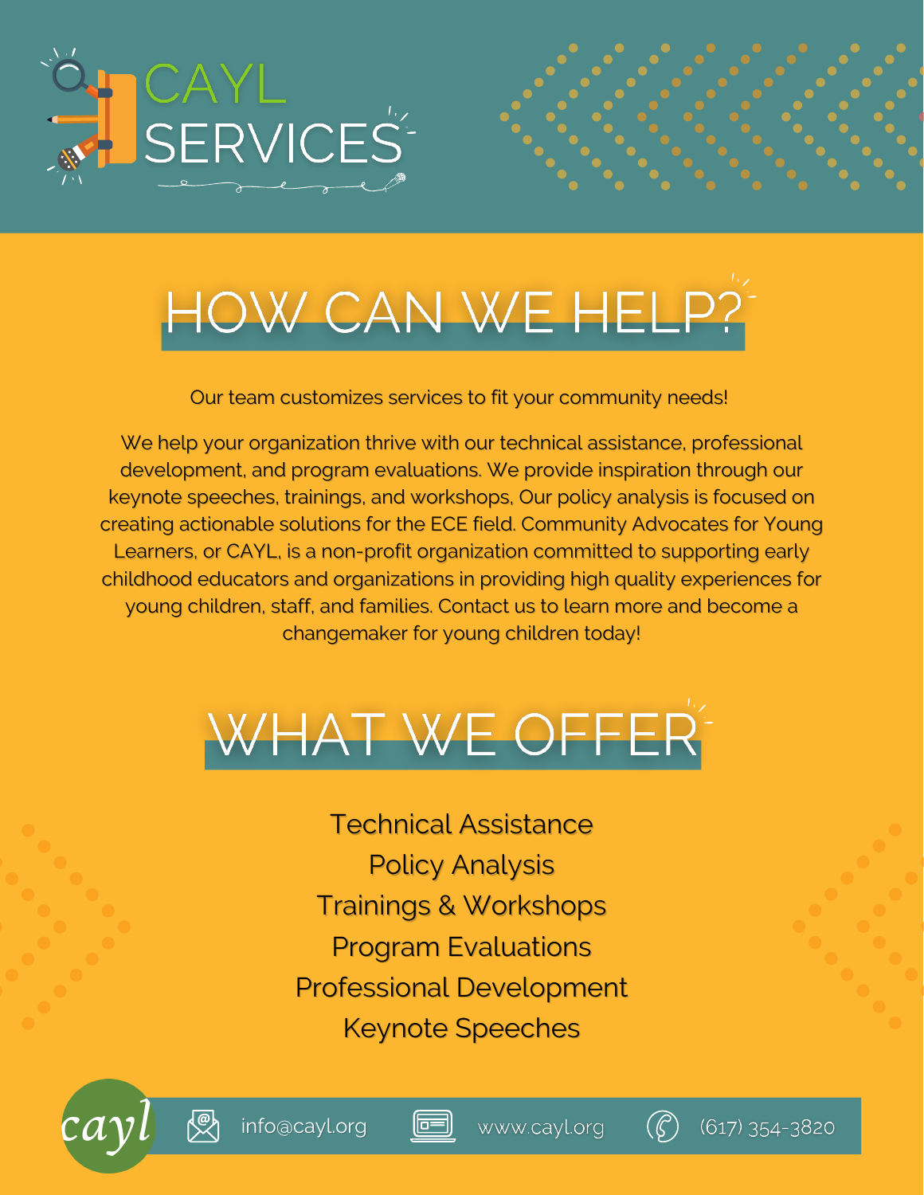# CAYL SERVICES

## HOW CAN WE HELP?

Our team customizes services to fit your community needs!

We help your organization thrive with our technical assistance, professional development, and program evaluations. We provide inspiration through our keynote speeches, trainings, and workshops, Our policy analysis is focused on creating actionable solutions for the ECE field. Community Advocates for Young Learners, or CAYL, is a non-profit organization committed to supporting early childhood educators and organizations in providing high quality experiences for young children, staff, and families. Contact us to learn more and become a changemaker for young children today!

## WHAT WE OFFER

Technical Assistance
Policy Analysis
Trainings & Workshops
Program Evaluations
Professional Development
Keynote Speeches

cayl | info@cayl.org | www.cayl.org | (617) 354-3820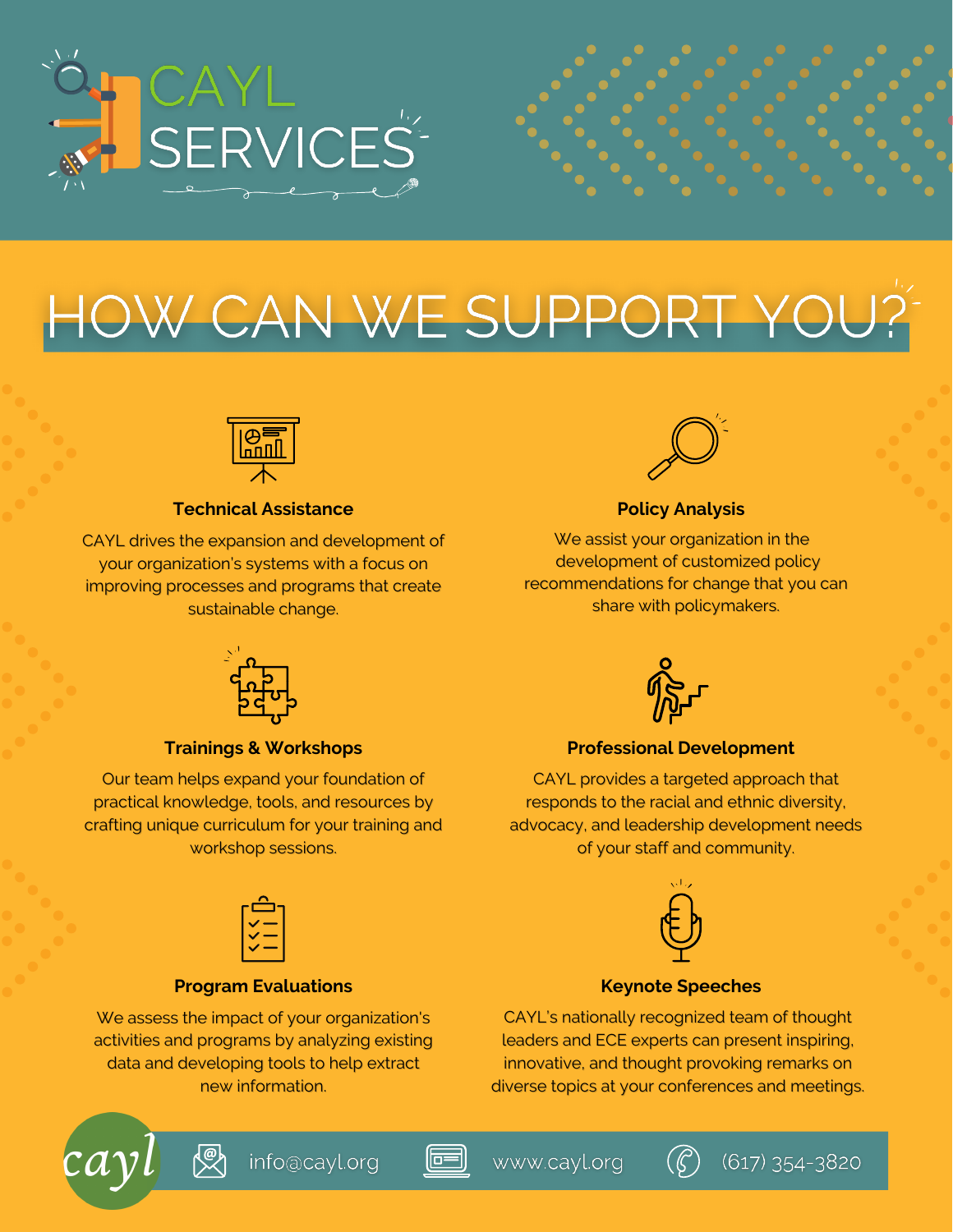# CAYL SERVICES

## HOW CAN WE SUPPORT YOU?

### Technical Assistance

CAYL drives the expansion and development of your organization's systems with a focus on improving processes and programs that create sustainable change.

### Policy Analysis

We assist your organization in the development of customized policy recommendations for change that you can share with policymakers.

### Trainings & Workshops

Our team helps expand your foundation of practical knowledge, tools, and resources by crafting unique curriculum for your training and workshop sessions.

### Professional Development

CAYL provides a targeted approach that responds to the racial and ethnic diversity, advocacy, and leadership development needs of your staff and community.

### Program Evaluations

We assess the impact of your organization's activities and programs by analyzing existing data and developing tools to help extract new information.

### Keynote Speeches

CAYL's nationally recognized team of thought leaders and ECE experts can present inspiring, innovative, and thought provoking remarks on diverse topics at your conferences and meetings.

cayl

info@cayl.org

www.cayl.org

(617) 354-3820